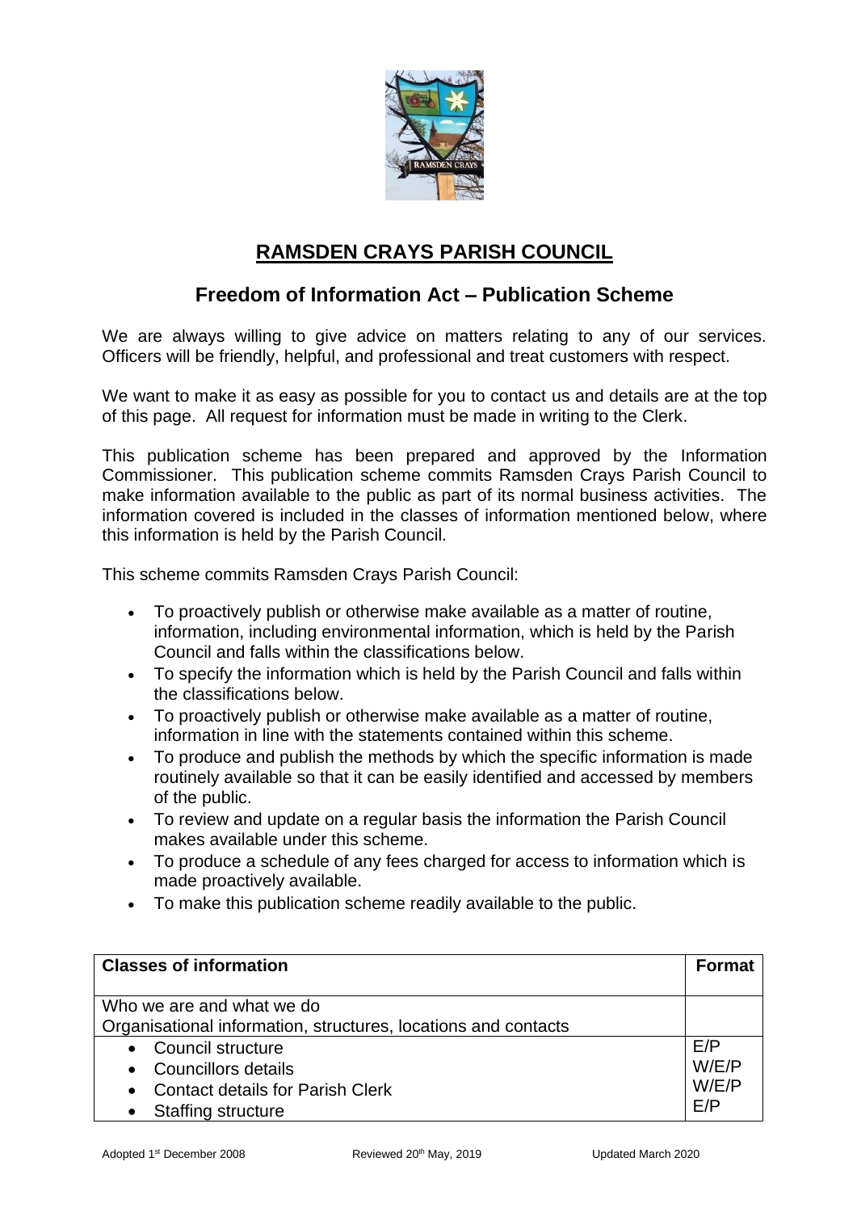# RAMSDEN CRAYS PARISH COUNCIL

## Freedom of Information Act – Publication Scheme

We are always willing to give advice on matters relating to any of our services. Officers will be friendly, helpful, and professional and treat customers with respect.

We want to make it as easy as possible for you to contact us and details are at the top of this page. All request for information must be made in writing to the Clerk.

This publication scheme has been prepared and approved by the Information Commissioner. This publication scheme commits Ramsden Crays Parish Council to make information available to the public as part of its normal business activities. The information covered is included in the classes of information mentioned below, where this information is held by the Parish Council.

This scheme commits Ramsden Crays Parish Council:

- To proactively publish or otherwise make available as a matter of routine, information, including environmental information, which is held by the Parish Council and falls within the classifications below.
- To specify the information which is held by the Parish Council and falls within the classifications below.
- To proactively publish or otherwise make available as a matter of routine, information in line with the statements contained within this scheme.
- To produce and publish the methods by which the specific information is made routinely available so that it can be easily identified and accessed by members of the public.
- To review and update on a regular basis the information the Parish Council makes available under this scheme.
- To produce a schedule of any fees charged for access to information which is made proactively available.
- To make this publication scheme readily available to the public.

| **Classes of information** | **Format** |
|---|---|
| Who we are and what we do<br>Organisational information, structures, locations and contacts | |
| • Council structure<br>• Councillors details<br>• Contact details for Parish Clerk<br>• Staffing structure | E/P<br>W/E/P<br>W/E/P<br>E/P |

Adopted 1st December 2008 Reviewed 20th May, 2019 Updated March 2020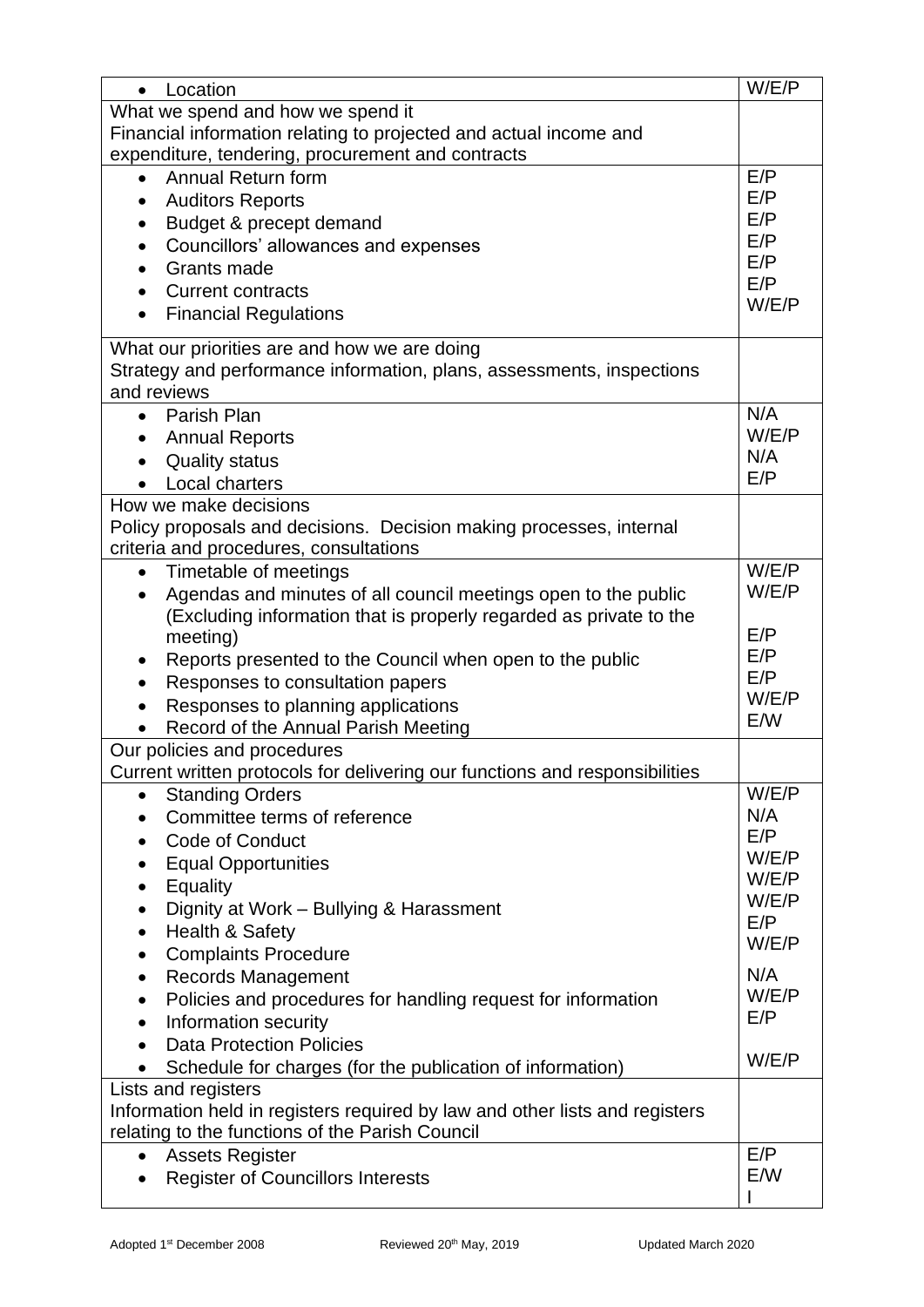| | |
|---|---|
| • Location | W/E/P |
| What we spend and how we spend it<br>Financial information relating to projected and actual income and expenditure, tendering, procurement and contracts | |
| • Annual Return form | E/P |
| • Auditors Reports | E/P |
| • Budget & precept demand | E/P |
| • Councillors' allowances and expenses | E/P |
| • Grants made | E/P |
| • Current contracts | E/P |
| • Financial Regulations | W/E/P |
| What our priorities are and how we are doing<br>Strategy and performance information, plans, assessments, inspections and reviews | |
| • Parish Plan | N/A |
| • Annual Reports | W/E/P |
| • Quality status | N/A |
| • Local charters | E/P |
| How we make decisions<br>Policy proposals and decisions. Decision making processes, internal criteria and procedures, consultations | |
| • Timetable of meetings | W/E/P |
| • Agendas and minutes of all council meetings open to the public (Excluding information that is properly regarded as private to the meeting) | W/E/P<br><br>E/P |
| • Reports presented to the Council when open to the public | E/P |
| • Responses to consultation papers | E/P |
| • Responses to planning applications | W/E/P |
| • Record of the Annual Parish Meeting | E/W |
| Our policies and procedures<br>Current written protocols for delivering our functions and responsibilities | |
| • Standing Orders | W/E/P |
| • Committee terms of reference | N/A |
| • Code of Conduct | E/P |
| • Equal Opportunities | W/E/P |
| • Equality | W/E/P |
| • Dignity at Work – Bullying & Harassment | W/E/P |
| • Health & Safety | E/P |
| • Complaints Procedure | W/E/P |
| • Records Management | N/A |
| • Policies and procedures for handling request for information | W/E/P |
| • Information security | E/P |
| • Data Protection Policies | |
| • Schedule for charges (for the publication of information) | W/E/P |
| Lists and registers<br>Information held in registers required by law and other lists and registers relating to the functions of the Parish Council | |
| • Assets Register | E/P |
| • Register of Councillors Interests | E/W<br>I |

Adopted 1st December 2008 Reviewed 20th May, 2019 Updated March 2020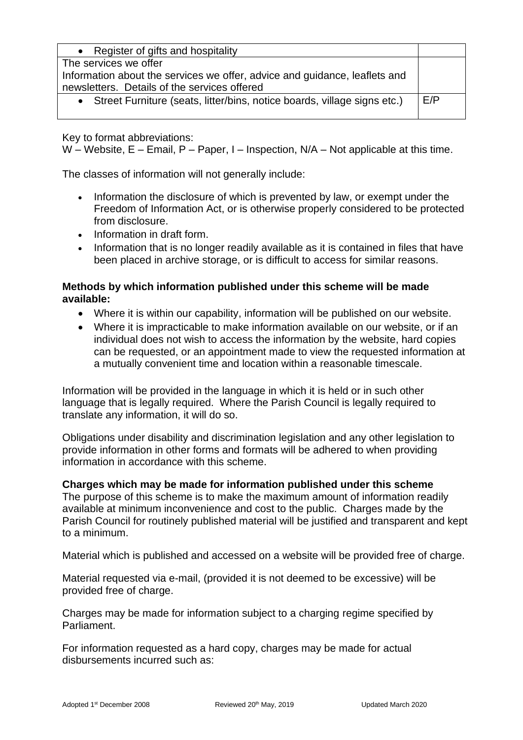| | |
|---|---|
| • Register of gifts and hospitality | |
| The services we offer<br>Information about the services we offer, advice and guidance, leaflets and newsletters. Details of the services offered | |
| • Street Furniture (seats, litter/bins, notice boards, village signs etc.) | E/P |

Key to format abbreviations:
W – Website, E – Email, P – Paper, I – Inspection, N/A – Not applicable at this time.

The classes of information will not generally include:

- Information the disclosure of which is prevented by law, or exempt under the Freedom of Information Act, or is otherwise properly considered to be protected from disclosure.
- Information in draft form.
- Information that is no longer readily available as it is contained in files that have been placed in archive storage, or is difficult to access for similar reasons.

**Methods by which information published under this scheme will be made available:**

- Where it is within our capability, information will be published on our website.
- Where it is impracticable to make information available on our website, or if an individual does not wish to access the information by the website, hard copies can be requested, or an appointment made to view the requested information at a mutually convenient time and location within a reasonable timescale.

Information will be provided in the language in which it is held or in such other language that is legally required. Where the Parish Council is legally required to translate any information, it will do so.

Obligations under disability and discrimination legislation and any other legislation to provide information in other forms and formats will be adhered to when providing information in accordance with this scheme.

**Charges which may be made for information published under this scheme**
The purpose of this scheme is to make the maximum amount of information readily available at minimum inconvenience and cost to the public. Charges made by the Parish Council for routinely published material will be justified and transparent and kept to a minimum.

Material which is published and accessed on a website will be provided free of charge.

Material requested via e-mail, (provided it is not deemed to be excessive) will be provided free of charge.

Charges may be made for information subject to a charging regime specified by Parliament.

For information requested as a hard copy, charges may be made for actual disbursements incurred such as: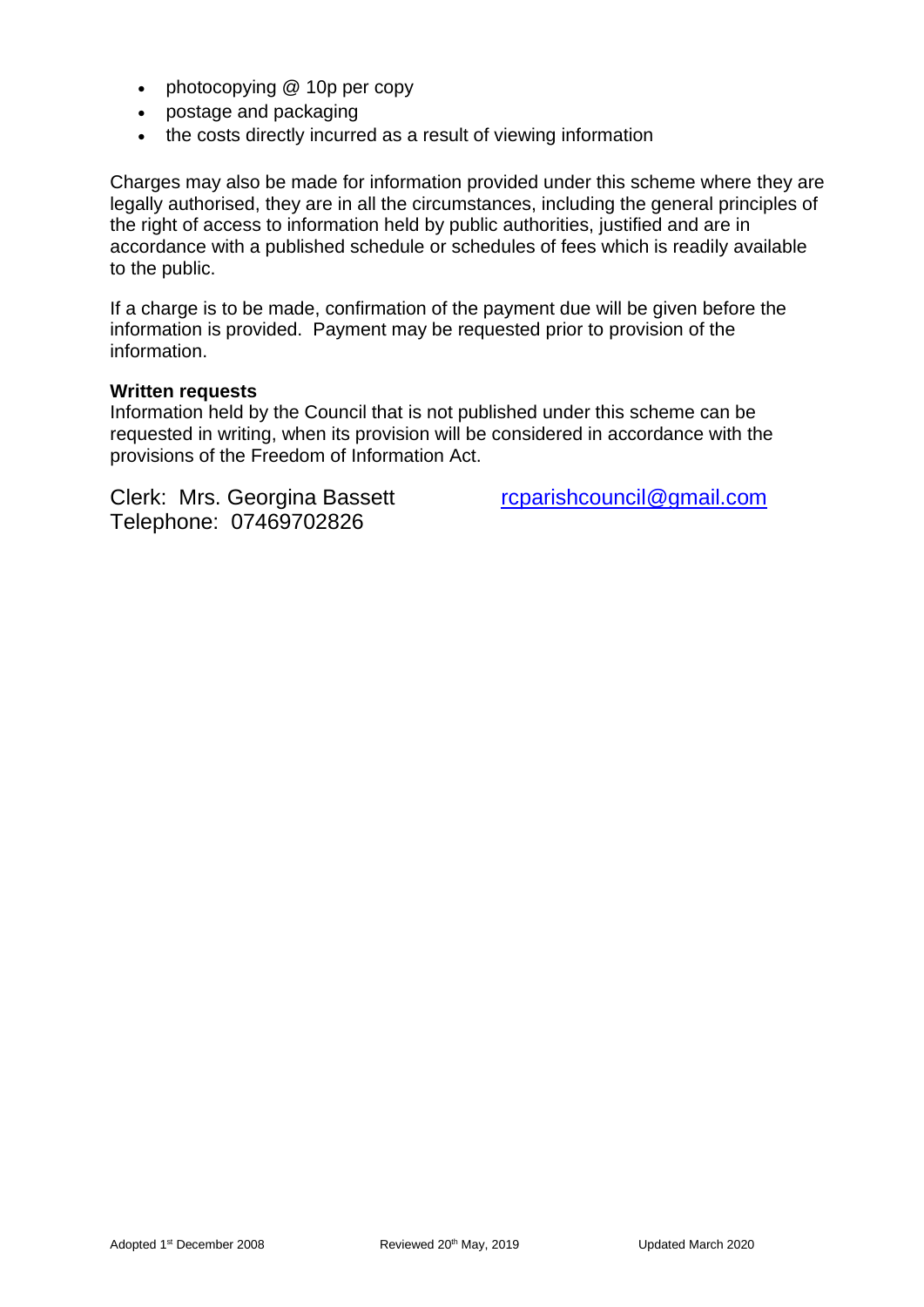- photocopying @ 10p per copy
- postage and packaging
- the costs directly incurred as a result of viewing information

Charges may also be made for information provided under this scheme where they are legally authorised, they are in all the circumstances, including the general principles of the right of access to information held by public authorities, justified and are in accordance with a published schedule or schedules of fees which is readily available to the public.

If a charge is to be made, confirmation of the payment due will be given before the information is provided. Payment may be requested prior to provision of the information.

**Written requests**
Information held by the Council that is not published under this scheme can be requested in writing, when its provision will be considered in accordance with the provisions of the Freedom of Information Act.

Clerk: Mrs. Georgina Bassett rcparishcouncil@gmail.com
Telephone: 07469702826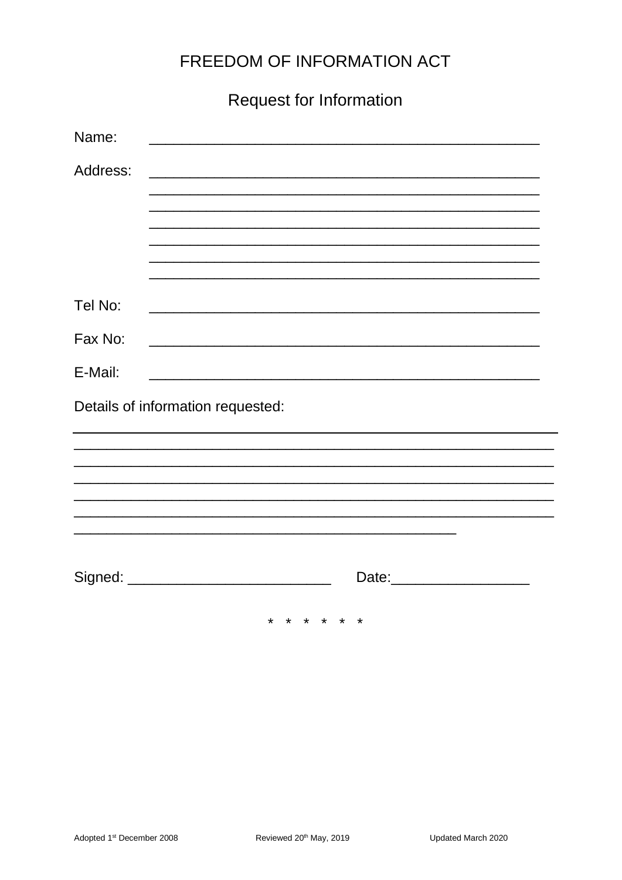# FREEDOM OF INFORMATION ACT

## Request for Information

Name: ________________________________________________

Address: ________________________________________________
________________________________________________
________________________________________________
________________________________________________
________________________________________________
________________________________________________
________________________________________________

Tel No: ________________________________________________

Fax No: ________________________________________________

E-Mail: ________________________________________________

Details of information requested:

____________________________________________________________
____________________________________________________________
____________________________________________________________
____________________________________________________________
____________________________________________________________
____________________________________________________________
_______________________________________________

Signed: _________________________ Date:_________________

* * * * * *